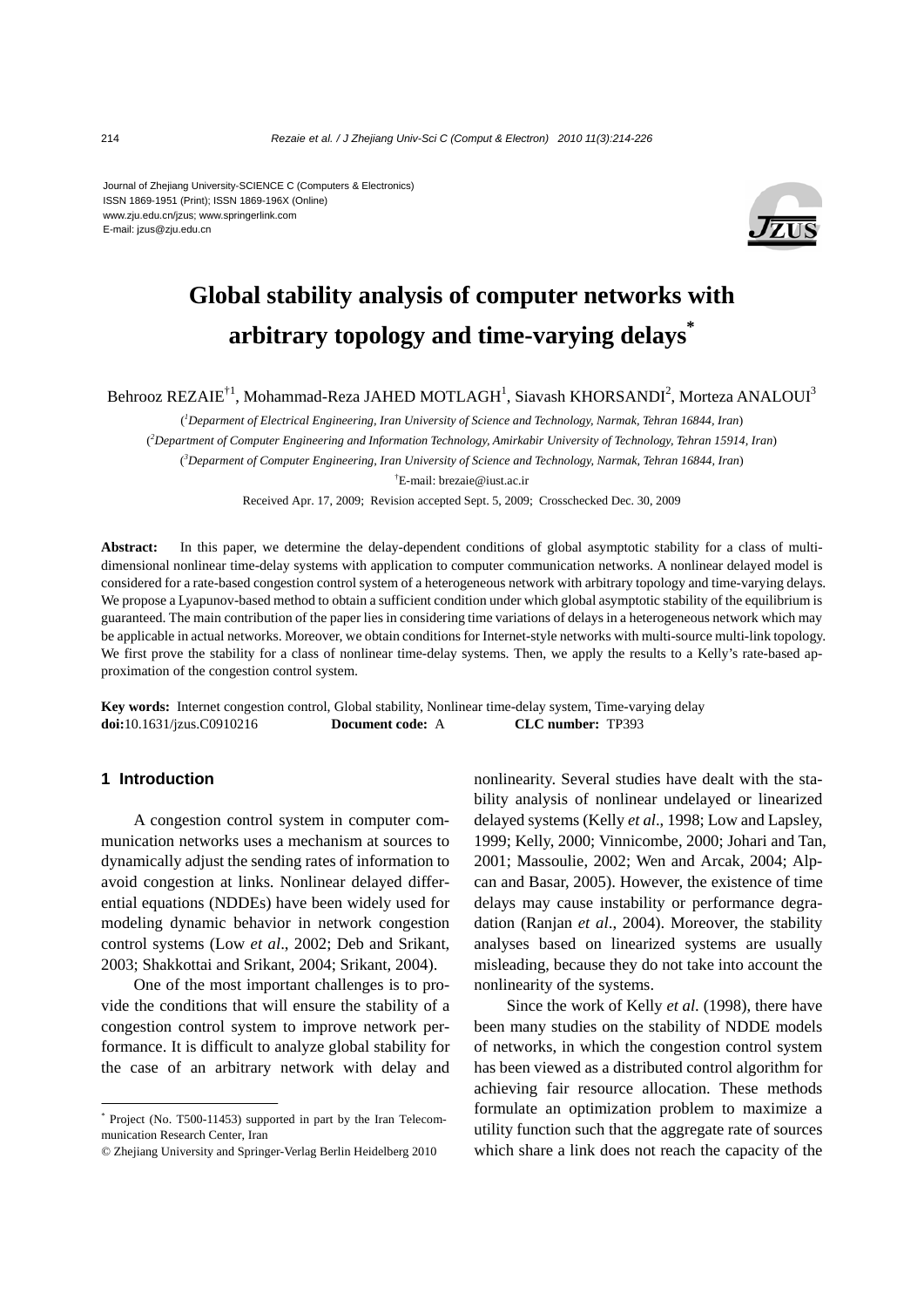Journal of Zhejiang University-SCIENCE C (Computers & Electronics)
ISSN 1869-1951 (Print); ISSN 1869-196X (Online)
www.zju.edu.cn/jzus; www.springerlink.com
E-mail: jzus@zju.edu.cn

# Global stability analysis of computer networks with arbitrary topology and time-varying delays*

Behrooz REZAIE[†1], Mohammad-Reza JAHED MOTLAGH[1], Siavash KHORSANDI[2], Morteza ANALOUI[3]

([1]*Deparment of Electrical Engineering, Iran University of Science and Technology, Narmak, Tehran 16844, Iran*)

([2]*Department of Computer Engineering and Information Technology, Amirkabir University of Technology, Tehran 15914, Iran*)

([3]*Deparment of Computer Engineering, Iran University of Science and Technology, Narmak, Tehran 16844, Iran*)

[†]E-mail: brezaie@iust.ac.ir

Received Apr. 17, 2009; Revision accepted Sept. 5, 2009; Crosschecked Dec. 30, 2009

**Abstract:** In this paper, we determine the delay-dependent conditions of global asymptotic stability for a class of multi-dimensional nonlinear time-delay systems with application to computer communication networks. A nonlinear delayed model is considered for a rate-based congestion control system of a heterogeneous network with arbitrary topology and time-varying delays. We propose a Lyapunov-based method to obtain a sufficient condition under which global asymptotic stability of the equilibrium is guaranteed. The main contribution of the paper lies in considering time variations of delays in a heterogeneous network which may be applicable in actual networks. Moreover, we obtain conditions for Internet-style networks with multi-source multi-link topology. We first prove the stability for a class of nonlinear time-delay systems. Then, we apply the results to a Kelly's rate-based approximation of the congestion control system.

**Key words:** Internet congestion control, Global stability, Nonlinear time-delay system, Time-varying delay
**doi:**10.1631/jzus.C0910216 **Document code:** A **CLC number:** TP393

## 1 Introduction

A congestion control system in computer communication networks uses a mechanism at sources to dynamically adjust the sending rates of information to avoid congestion at links. Nonlinear delayed differential equations (NDDEs) have been widely used for modeling dynamic behavior in network congestion control systems (Low *et al*., 2002; Deb and Srikant, 2003; Shakkottai and Srikant, 2004; Srikant, 2004).

One of the most important challenges is to provide the conditions that will ensure the stability of a congestion control system to improve network performance. It is difficult to analyze global stability for the case of an arbitrary network with delay and nonlinearity. Several studies have dealt with the stability analysis of nonlinear undelayed or linearized delayed systems (Kelly *et al*., 1998; Low and Lapsley, 1999; Kelly, 2000; Vinnicombe, 2000; Johari and Tan, 2001; Massoulie, 2002; Wen and Arcak, 2004; Alpcan and Basar, 2005). However, the existence of time delays may cause instability or performance degradation (Ranjan *et al*., 2004). Moreover, the stability analyses based on linearized systems are usually misleading, because they do not take into account the nonlinearity of the systems.

Since the work of Kelly *et al.* (1998), there have been many studies on the stability of NDDE models of networks, in which the congestion control system has been viewed as a distributed control algorithm for achieving fair resource allocation. These methods formulate an optimization problem to maximize a utility function such that the aggregate rate of sources which share a link does not reach the capacity of the

---

* Project (No. T500-11453) supported in part by the Iran Telecommunication Research Center, Iran

© Zhejiang University and Springer-Verlag Berlin Heidelberg 2010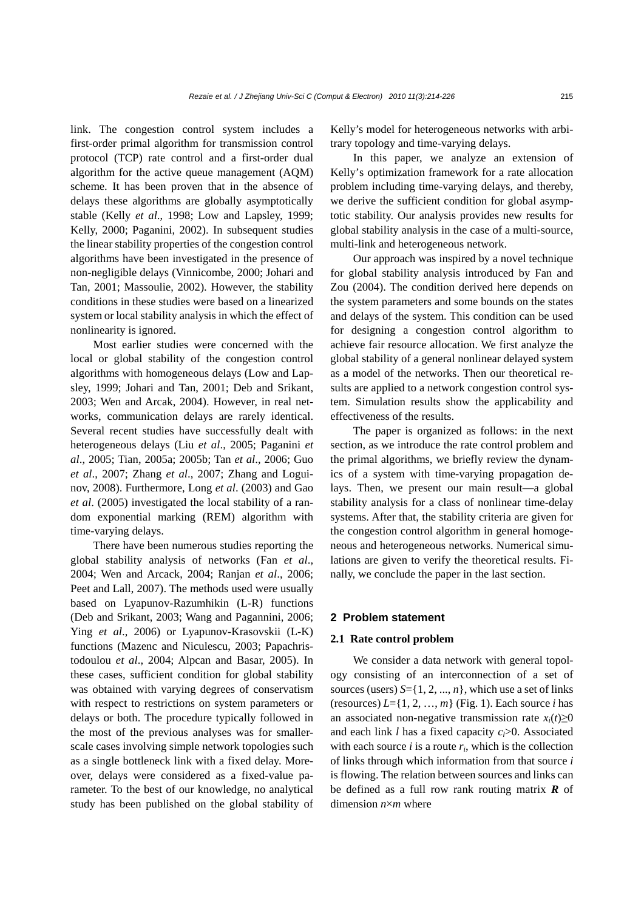link. The congestion control system includes a first-order primal algorithm for transmission control protocol (TCP) rate control and a first-order dual algorithm for the active queue management (AQM) scheme. It has been proven that in the absence of delays these algorithms are globally asymptotically stable (Kelly *et al*., 1998; Low and Lapsley, 1999; Kelly, 2000; Paganini, 2002). In subsequent studies the linear stability properties of the congestion control algorithms have been investigated in the presence of non-negligible delays (Vinnicombe, 2000; Johari and Tan, 2001; Massoulie, 2002). However, the stability conditions in these studies were based on a linearized system or local stability analysis in which the effect of nonlinearity is ignored.

Most earlier studies were concerned with the local or global stability of the congestion control algorithms with homogeneous delays (Low and Lapsley, 1999; Johari and Tan, 2001; Deb and Srikant, 2003; Wen and Arcak, 2004). However, in real networks, communication delays are rarely identical. Several recent studies have successfully dealt with heterogeneous delays (Liu *et al*., 2005; Paganini *et al*., 2005; Tian, 2005a; 2005b; Tan *et al*., 2006; Guo *et al*., 2007; Zhang *et al*., 2007; Zhang and Loguinov, 2008). Furthermore, Long *et al*. (2003) and Gao *et al*. (2005) investigated the local stability of a random exponential marking (REM) algorithm with time-varying delays.

There have been numerous studies reporting the global stability analysis of networks (Fan *et al*., 2004; Wen and Arcack, 2004; Ranjan *et al*., 2006; Peet and Lall, 2007). The methods used were usually based on Lyapunov-Razumhikin (L-R) functions (Deb and Srikant, 2003; Wang and Pagannini, 2006; Ying *et al*., 2006) or Lyapunov-Krasovskii (L-K) functions (Mazenc and Niculescu, 2003; Papachristodoulou *et al*., 2004; Alpcan and Basar, 2005). In these cases, sufficient condition for global stability was obtained with varying degrees of conservatism with respect to restrictions on system parameters or delays or both. The procedure typically followed in the most of the previous analyses was for smaller-scale cases involving simple network topologies such as a single bottleneck link with a fixed delay. Moreover, delays were considered as a fixed-value parameter. To the best of our knowledge, no analytical study has been published on the global stability of Kelly's model for heterogeneous networks with arbitrary topology and time-varying delays.

In this paper, we analyze an extension of Kelly's optimization framework for a rate allocation problem including time-varying delays, and thereby, we derive the sufficient condition for global asymptotic stability. Our analysis provides new results for global stability analysis in the case of a multi-source, multi-link and heterogeneous network.

Our approach was inspired by a novel technique for global stability analysis introduced by Fan and Zou (2004). The condition derived here depends on the system parameters and some bounds on the states and delays of the system. This condition can be used for designing a congestion control algorithm to achieve fair resource allocation. We first analyze the global stability of a general nonlinear delayed system as a model of the networks. Then our theoretical results are applied to a network congestion control system. Simulation results show the applicability and effectiveness of the results.

The paper is organized as follows: in the next section, as we introduce the rate control problem and the primal algorithms, we briefly review the dynamics of a system with time-varying propagation delays. Then, we present our main result—a global stability analysis for a class of nonlinear time-delay systems. After that, the stability criteria are given for the congestion control algorithm in general homogeneous and heterogeneous networks. Numerical simulations are given to verify the theoretical results. Finally, we conclude the paper in the last section.

## 2 Problem statement

### 2.1 Rate control problem

We consider a data network with general topology consisting of an interconnection of a set of sources (users) $S=\{1, 2, ..., n\}$, which use a set of links (resources) $L=\{1, 2, \ldots, m\}$ (Fig. 1). Each source $i$ has an associated non-negative transmission rate $x_i(t)\geq 0$ and each link $l$ has a fixed capacity $c_l>0$. Associated with each source $i$ is a route $r_i$, which is the collection of links through which information from that source $i$ is flowing. The relation between sources and links can be defined as a full row rank routing matrix $\boldsymbol{R}$ of dimension $n\times m$ where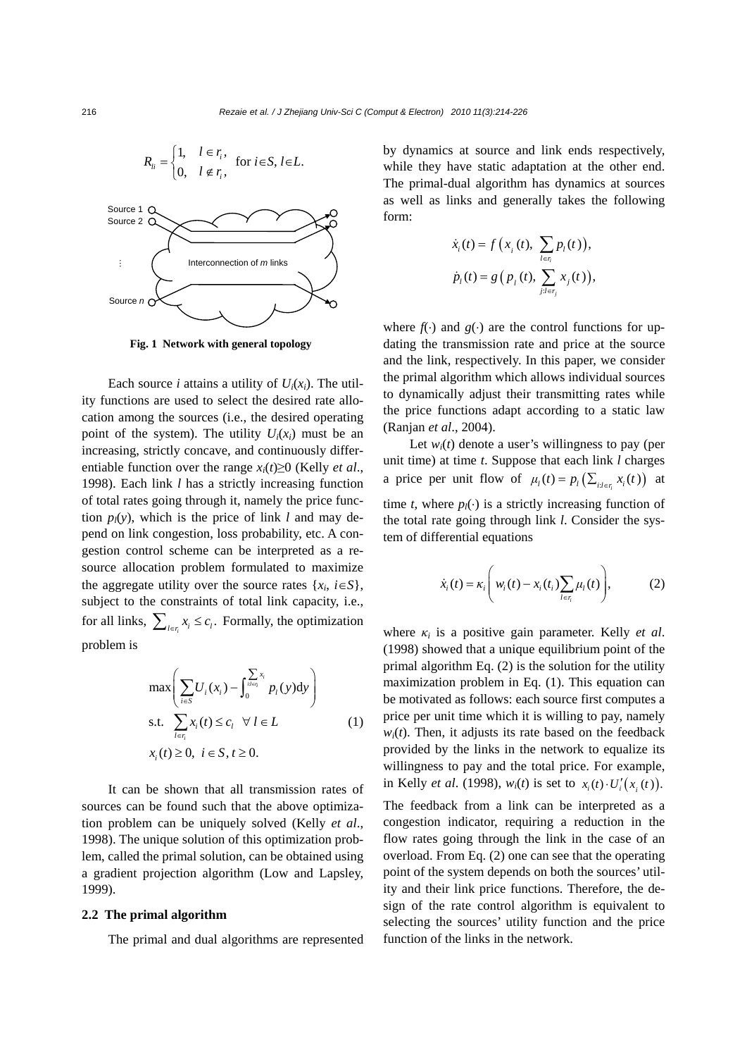$$R_{li} = \begin{cases} 1, & l \in r_i, \\ 0, & l \notin r_i, \end{cases} \quad \text{for } i \in S,\ l \in L.$$

Source 1
Source 2
⋮
Source $n$
Interconnection of $m$ links

**Fig. 1 Network with general topology**

Each source $i$ attains a utility of $U_i(x_i)$. The utility functions are used to select the desired rate allocation among the sources (i.e., the desired operating point of the system). The utility $U_i(x_i)$ must be an increasing, strictly concave, and continuously differentiable function over the range $x_i(t) \geq 0$ (Kelly *et al*., 1998). Each link $l$ has a strictly increasing function of total rates going through it, namely the price function $p_l(y)$, which is the price of link $l$ and may depend on link congestion, loss probability, etc. A congestion control scheme can be interpreted as a resource allocation problem formulated to maximize the aggregate utility over the source rates $\{x_i, i \in S\}$, subject to the constraints of total link capacity, i.e., for all links, $\sum_{l \in r_i} x_i \leq c_l$. Formally, the optimization problem is

$$\begin{aligned} &\max \left( \sum_{i \in S} U_i(x_i) - \int_0^{\sum_{i:l \in r_i} x_i} p_l(y) \mathrm{d}y \right) \\ &\text{s.t.} \quad \sum_{l \in r_i} x_i(t) \leq c_l \quad \forall\, l \in L \qquad\qquad (1) \\ &x_i(t) \geq 0, \ i \in S, t \geq 0. \end{aligned}$$

It can be shown that all transmission rates of sources can be found such that the above optimization problem can be uniquely solved (Kelly *et al*., 1998). The unique solution of this optimization problem, called the primal solution, can be obtained using a gradient projection algorithm (Low and Lapsley, 1999).

### 2.2 The primal algorithm

The primal and dual algorithms are represented by dynamics at source and link ends respectively, while they have static adaptation at the other end. The primal-dual algorithm has dynamics at sources as well as links and generally takes the following form:

$$\dot{x}_i(t) = f\left(x_i(t), \sum_{l \in r_i} p_l(t)\right),$$
$$\dot{p}_l(t) = g\left(p_l(t), \sum_{j:l \in r_j} x_j(t)\right),$$

where $f(\cdot)$ and $g(\cdot)$ are the control functions for updating the transmission rate and price at the source and the link, respectively. In this paper, we consider the primal algorithm which allows individual sources to dynamically adjust their transmitting rates while the price functions adapt according to a static law (Ranjan *et al*., 2004).

Let $w_i(t)$ denote a user's willingness to pay (per unit time) at time $t$. Suppose that each link $l$ charges a price per unit flow of $\mu_l(t) = p_l\left(\sum_{i:l \in r_i} x_i(t)\right)$ at time $t$, where $p_l(\cdot)$ is a strictly increasing function of the total rate going through link $l$. Consider the system of differential equations

$$\dot{x}_i(t) = \kappa_i \left( w_i(t) - x_i(t_i) \sum_{l \in r_i} \mu_l(t) \right), \qquad (2)$$

where $\kappa_i$ is a positive gain parameter. Kelly *et al*. (1998) showed that a unique equilibrium point of the primal algorithm Eq. (2) is the solution for the utility maximization problem in Eq. (1). This equation can be motivated as follows: each source first computes a price per unit time which it is willing to pay, namely $w_i(t)$. Then, it adjusts its rate based on the feedback provided by the links in the network to equalize its willingness to pay and the total price. For example, in Kelly *et al*. (1998), $w_i(t)$ is set to $x_i(t) \cdot U_i'\left(x_i(t)\right)$. The feedback from a link can be interpreted as a congestion indicator, requiring a reduction in the flow rates going through the link in the case of an overload. From Eq. (2) one can see that the operating point of the system depends on both the sources' utility and their link price functions. Therefore, the design of the rate control algorithm is equivalent to selecting the sources' utility function and the price function of the links in the network.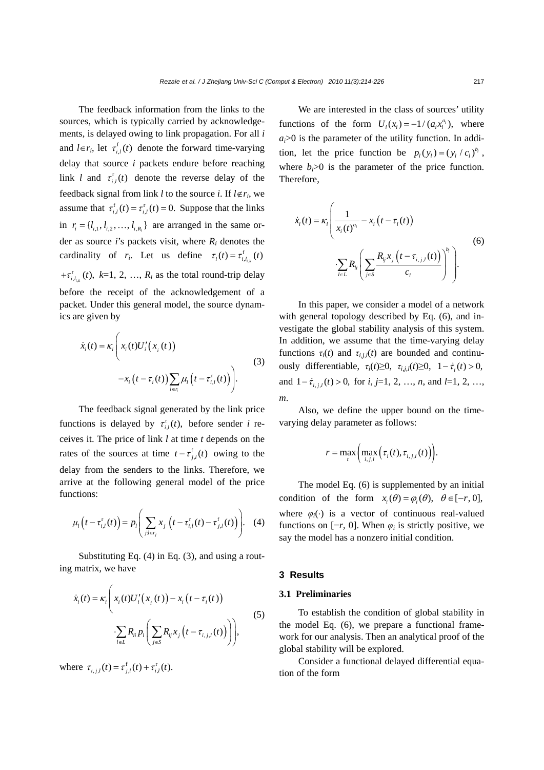The feedback information from the links to the sources, which is typically carried by acknowledgements, is delayed owing to link propagation. For all $i$ and $l\in r_i$, let $\tau_{i,l}^{\mathrm{f}}(t)$ denote the forward time-varying delay that source $i$ packets endure before reaching link $l$ and $\tau_{i,l}^{\mathrm{r}}(t)$ denote the reverse delay of the feedback signal from link $l$ to the source $i$. If $l\notin r_i$, we assume that $\tau_{i,l}^{\mathrm{f}}(t)=\tau_{i,l}^{\mathrm{r}}(t)=0.$ Suppose that the links in $r_i=\{l_{i,1}, l_{i,2}, \ldots, l_{i,R_i}\}$ are arranged in the same order as source $i$'s packets visit, where $R_i$ denotes the cardinality of $r_i$. Let us define $\tau_i(t)=\tau_{i,l_{i,k}}^{\mathrm{f}}(t)+\tau_{i,l_{i,k}}^{\mathrm{r}}(t)$, $k$=1, 2, …, $R_i$ as the total round-trip delay before the receipt of the acknowledgement of a packet. Under this general model, the source dynamics are given by

$$\dot{x}_i(t)=\kappa_i\left(x_i(t)U_i'\left(x_i(t)\right)-x_i\left(t-\tau_i(t)\right)\sum_{l\in r_i}\mu_l\left(t-\tau_{i,l}^{\mathrm{r}}(t)\right)\right). \tag{3}$$

The feedback signal generated by the link price functions is delayed by $\tau_{i,l}^{\mathrm{r}}(t)$, before sender $i$ receives it. The price of link $l$ at time $t$ depends on the rates of the sources at time $t-\tau_{j,l}^{\mathrm{f}}(t)$ owing to the delay from the senders to the links. Therefore, we arrive at the following general model of the price functions:

$$\mu_l\left(t-\tau_{i,l}^{\mathrm{r}}(t)\right)=p_l\left(\sum_{j:l\in r_j}x_j\left(t-\tau_{i,l}^{\mathrm{r}}(t)-\tau_{j,l}^{\mathrm{f}}(t)\right)\right). \tag{4}$$

Substituting Eq. (4) in Eq. (3), and using a routing matrix, we have

$$\dot{x}_i(t)=\kappa_i\left(x_i(t)U_i'\left(x_i(t)\right)-x_i\left(t-\tau_i(t)\right)\cdot\sum_{l\in L}R_{li}\,p_l\left(\sum_{j\in S}R_{lj}x_j\left(t-\tau_{i,j,l}(t)\right)\right)\right), \tag{5}$$

where $\tau_{i,j,l}(t)=\tau_{j,l}^{\mathrm{f}}(t)+\tau_{i,l}^{\mathrm{r}}(t).$

We are interested in the class of sources' utility functions of the form $U_i(x_i)=-1/(a_i x_i^{a_i})$, where $a_i$>0 is the parameter of the utility function. In addition, let the price function be $p_l(y_l)=(y_l/c_l)^{b_l}$, where $b_l$>0 is the parameter of the price function. Therefore,

$$\dot{x}_i(t)=\kappa_i\left(\frac{1}{x_i(t)^{a_i}}-x_i\left(t-\tau_i(t)\right)\cdot\sum_{l\in L}R_{li}\left(\sum_{j\in S}\frac{R_{lj}x_j\left(t-\tau_{i,j,l}(t)\right)}{c_l}\right)^{b_l}\right). \tag{6}$$

In this paper, we consider a model of a network with general topology described by Eq. (6), and investigate the global stability analysis of this system. In addition, we assume that the time-varying delay functions $\tau_i(t)$ and $\tau_{i,j,l}(t)$ are bounded and continuously differentiable, $\tau_i(t)\geq 0$, $\tau_{i,j,l}(t)\geq 0$, $1-\dot{\tau}_i(t)>0$, and $1-\dot{\tau}_{i,j,l}(t)>0$, for $i, j$=1, 2, …, $n$, and $l$=1, 2, …, $m$.

Also, we define the upper bound on the time-varying delay parameter as follows:

$$r=\max_t\left(\max_{i,j,l}\left(\tau_i(t),\tau_{i,j,l}(t)\right)\right).$$

The model Eq. (6) is supplemented by an initial condition of the form $x_i(\theta)=\varphi_i(\theta),\ \ \theta\in[-r,0]$, where $\varphi_i(\cdot)$ is a vector of continuous real-valued functions on $[-r, 0]$. When $\varphi_i$ is strictly positive, we say the model has a nonzero initial condition.

## 3 Results

### 3.1 Preliminaries

To establish the condition of global stability in the model Eq. (6), we prepare a functional framework for our analysis. Then an analytical proof of the global stability will be explored.

Consider a functional delayed differential equation of the form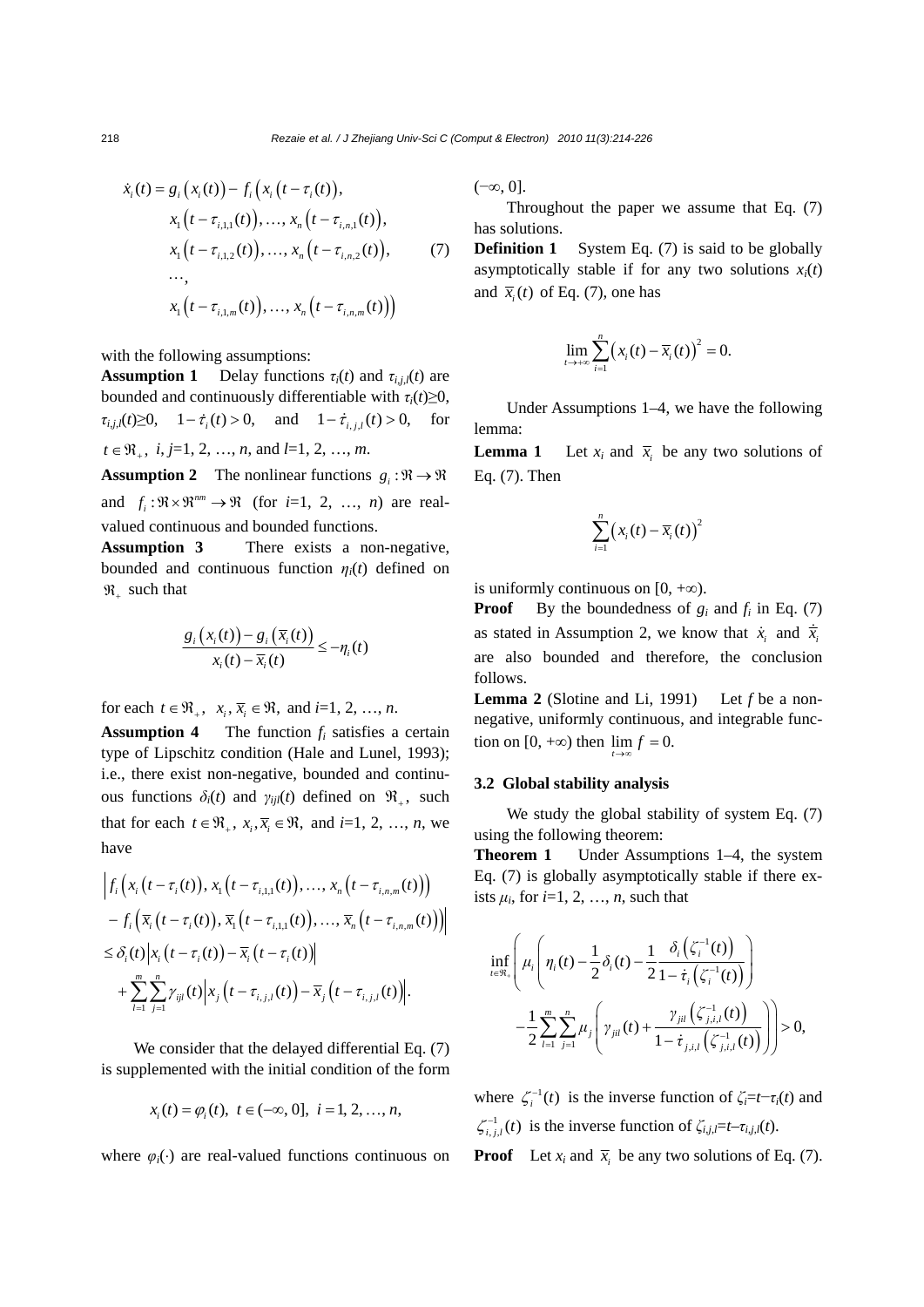$$
\begin{aligned}
\dot{x}_i(t) = g_i\left(x_i(t)\right) - f_i\Big(& x_i\left(t-\tau_i(t)\right), \\
& x_1\left(t-\tau_{i,1,1}(t)\right), \ldots, x_n\left(t-\tau_{i,n,1}(t)\right), \\
& x_1\left(t-\tau_{i,1,2}(t)\right), \ldots, x_n\left(t-\tau_{i,n,2}(t)\right), \\
& \cdots, \\
& x_1\left(t-\tau_{i,1,m}(t)\right), \ldots, x_n\left(t-\tau_{i,n,m}(t)\right)\Big)
\end{aligned}
\tag{7}
$$

with the following assumptions:

**Assumption 1** Delay functions $\tau_i(t)$ and $\tau_{i,j,l}(t)$ are bounded and continuously differentiable with $\tau_i(t)\geq 0$, $\tau_{i,j,l}(t)\geq 0$, $1-\dot{\tau}_i(t)>0$, and $1-\dot{\tau}_{i,j,l}(t)>0$, for $t\in\Re_+$, $i, j$=1, 2, …, $n$, and $l$=1, 2, …, $m$.

**Assumption 2** The nonlinear functions $g_i:\Re\to\Re$ and $f_i:\Re\times\Re^{nm}\to\Re$ (for $i$=1, 2, …, $n$) are real-valued continuous and bounded functions.

**Assumption 3** There exists a non-negative, bounded and continuous function $\eta_i(t)$ defined on $\Re_+$ such that

$$
\frac{g_i\left(x_i(t)\right)-g_i\left(\overline{x}_i(t)\right)}{x_i(t)-\overline{x}_i(t)} \leq -\eta_i(t)
$$

for each $t\in\Re_+$, $x_i, \overline{x}_i\in\Re$, and $i$=1, 2, …, $n$.

**Assumption 4** The function $f_i$ satisfies a certain type of Lipschitz condition (Hale and Lunel, 1993); i.e., there exist non-negative, bounded and continuous functions $\delta_i(t)$ and $\gamma_{ijl}(t)$ defined on $\Re_+$, such that for each $t\in\Re_+$, $x_i,\overline{x}_i\in\Re$, and $i$=1, 2, …, $n$, we have

$$
\begin{aligned}
&\Big| f_i\left(x_i\left(t-\tau_i(t)\right), x_1\left(t-\tau_{i,1,1}(t)\right), \ldots, x_n\left(t-\tau_{i,n,m}(t)\right)\right) \\
&\quad - f_i\left(\overline{x}_i\left(t-\tau_i(t)\right), \overline{x}_1\left(t-\tau_{i,1,1}(t)\right), \ldots, \overline{x}_n\left(t-\tau_{i,n,m}(t)\right)\right)\Big| \\
&\leq \delta_i(t)\left|x_i\left(t-\tau_i(t)\right)-\overline{x}_i\left(t-\tau_i(t)\right)\right| \\
&\quad + \sum_{l=1}^{m}\sum_{j=1}^{n}\gamma_{ijl}(t)\left|x_j\left(t-\tau_{i,j,l}(t)\right)-\overline{x}_j\left(t-\tau_{i,j,l}(t)\right)\right|.
\end{aligned}
$$

We consider that the delayed differential Eq. (7) is supplemented with the initial condition of the form

$$
x_i(t)=\varphi_i(t),\ t\in(-\infty, 0],\ i=1, 2, \ldots, n,
$$

where $\varphi_i(\cdot)$ are real-valued functions continuous on $(-\infty, 0]$.

Throughout the paper we assume that Eq. (7) has solutions.

**Definition 1** System Eq. (7) is said to be globally asymptotically stable if for any two solutions $x_i(t)$ and $\overline{x}_i(t)$ of Eq. (7), one has

$$
\lim_{t\to+\infty}\sum_{i=1}^{n}\left(x_i(t)-\overline{x}_i(t)\right)^2=0.
$$

Under Assumptions 1–4, we have the following lemma:

**Lemma 1** Let $x_i$ and $\overline{x}_i$ be any two solutions of Eq. (7). Then

$$
\sum_{i=1}^{n}\left(x_i(t)-\overline{x}_i(t)\right)^2
$$

is uniformly continuous on $[0, +\infty)$.

**Proof** By the boundedness of $g_i$ and $f_i$ in Eq. (7) as stated in Assumption 2, we know that $\dot{x}_i$ and $\dot{\overline{x}}_i$ are also bounded and therefore, the conclusion follows.

**Lemma 2** (Slotine and Li, 1991) Let $f$ be a non-negative, uniformly continuous, and integrable function on $[0, +\infty)$ then $\lim_{t\to\infty} f=0$.

### 3.2 Global stability analysis

We study the global stability of system Eq. (7) using the following theorem:

**Theorem 1** Under Assumptions 1–4, the system Eq. (7) is globally asymptotically stable if there exists $\mu_i$, for $i$=1, 2, …, $n$, such that

$$
\begin{aligned}
\inf_{t\in\Re_+}\Bigg(&\mu_i\left(\eta_i(t)-\frac{1}{2}\delta_i(t)-\frac{1}{2}\frac{\delta_i\left(\zeta_i^{-1}(t)\right)}{1-\dot{\tau}_i\left(\zeta_i^{-1}(t)\right)}\right) \\
&-\frac{1}{2}\sum_{l=1}^{m}\sum_{j=1}^{n}\mu_j\left(\gamma_{jil}(t)+\frac{\gamma_{jil}\left(\zeta_{j,i,l}^{-1}(t)\right)}{1-\dot{\tau}_{j,i,l}\left(\zeta_{j,i,l}^{-1}(t)\right)}\right)\Bigg)>0,
\end{aligned}
$$

where $\zeta_i^{-1}(t)$ is the inverse function of $\zeta_i=t-\tau_i(t)$ and $\zeta_{i,j,l}^{-1}(t)$ is the inverse function of $\zeta_{i,j,l}=t-\tau_{i,j,l}(t)$.

**Proof** Let $x_i$ and $\overline{x}_i$ be any two solutions of Eq. (7).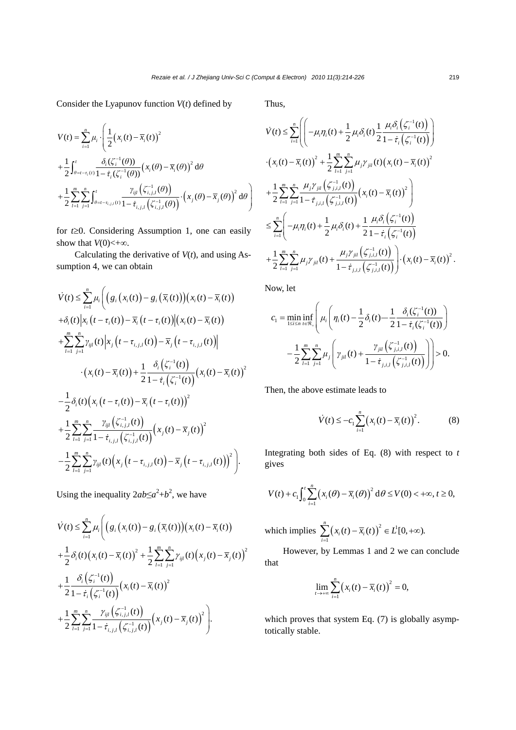Consider the Lyapunov function $V(t)$ defined by

$$
\begin{aligned}
V(t) &= \sum_{i=1}^{n} \mu_i \cdot \Bigg( \frac{1}{2}\big(x_i(t)-\overline{x}_i(t)\big)^2 \\
&+ \frac{1}{2}\int_{\theta=t-\tau_i(t)}^{t} \frac{\delta_i(\zeta_i^{-1}(\theta))}{1-\dot{\tau}_i(\zeta_i^{-1}(\theta))}\big(x_i(\theta)-\overline{x}_i(\theta)\big)^2\,\mathrm{d}\theta \\
&+ \frac{1}{2}\sum_{l=1}^{m}\sum_{j=1}^{n}\int_{\theta=t-\tau_{i,j,l}(t)}^{t} \frac{\gamma_{ijl}\big(\zeta_{i,j,l}^{-1}(\theta)\big)}{1-\dot{\tau}_{i,j,l}\big(\zeta_{i,j,l}^{-1}(\theta)\big)}\cdot\big(x_j(\theta)-\overline{x}_j(\theta)\big)^2\,\mathrm{d}\theta \Bigg)
\end{aligned}
$$

for $t\geq 0$. Considering Assumption 1, one can easily show that $V(0)<+\infty$.

Calculating the derivative of $V(t)$, and using Assumption 4, we can obtain

$$
\begin{aligned}
\dot{V}(t) &\leq \sum_{i=1}^{n}\mu_i\Bigg(\Big(g_i\big(x_i(t)\big)-g_i\big(\overline{x}_i(t)\big)\Big)\big(x_i(t)-\overline{x}_i(t)\big) \\
&+\delta_i(t)\Big|x_i\big(t-\tau_i(t)\big)-\overline{x}_i\big(t-\tau_i(t)\big)\Big|\big(x_i(t)-\overline{x}_i(t)\big) \\
&+\sum_{l=1}^{m}\sum_{j=1}^{n}\gamma_{ijl}(t)\Big|x_j\big(t-\tau_{i,j,l}(t)\big)-\overline{x}_j\big(t-\tau_{i,j,l}(t)\big)\Big| \\
&\quad\cdot\big(x_i(t)-\overline{x}_i(t)\big)+\frac{1}{2}\frac{\delta_i\big(\zeta_i^{-1}(t)\big)}{1-\dot{\tau}_i\big(\zeta_i^{-1}(t)\big)}\big(x_i(t)-\overline{x}_i(t)\big)^2 \\
&-\frac{1}{2}\delta_i(t)\Big(x_i\big(t-\tau_i(t)\big)-\overline{x}_i\big(t-\tau_i(t)\big)\Big)^2 \\
&+\frac{1}{2}\sum_{l=1}^{m}\sum_{j=1}^{n}\frac{\gamma_{ijl}\big(\zeta_{i,j,l}^{-1}(t)\big)}{1-\dot{\tau}_{i,j,l}\big(\zeta_{i,j,l}^{-1}(t)\big)}\big(x_j(t)-\overline{x}_j(t)\big)^2 \\
&-\frac{1}{2}\sum_{l=1}^{m}\sum_{j=1}^{n}\gamma_{ijl}(t)\Big(x_j\big(t-\tau_{i,j,l}(t)\big)-\overline{x}_j\big(t-\tau_{i,j,l}(t)\big)\Big)^2\Bigg).
\end{aligned}
$$

Using the inequality $2ab\leq a^2+b^2$, we have

$$
\begin{aligned}
\dot{V}(t) &\leq \sum_{i=1}^{n}\mu_i\Bigg(\Big(g_i\big(x_i(t)\big)-g_i\big(\overline{x}_i(t)\big)\Big)\big(x_i(t)-\overline{x}_i(t)\big) \\
&+\frac{1}{2}\delta_i(t)\big(x_i(t)-\overline{x}_i(t)\big)^2+\frac{1}{2}\sum_{l=1}^{m}\sum_{j=1}^{n}\gamma_{ijl}(t)\big(x_j(t)-\overline{x}_j(t)\big)^2 \\
&+\frac{1}{2}\frac{\delta_i\big(\zeta_i^{-1}(t)\big)}{1-\dot{\tau}_i\big(\zeta_i^{-1}(t)\big)}\big(x_i(t)-\overline{x}_i(t)\big)^2 \\
&+\frac{1}{2}\sum_{l=1}^{m}\sum_{j=1}^{n}\frac{\gamma_{ijl}\big(\zeta_{i,j,l}^{-1}(t)\big)}{1-\dot{\tau}_{i,j,l}\big(\zeta_{i,j,l}^{-1}(t)\big)}\big(x_j(t)-\overline{x}_j(t)\big)^2\Bigg).
\end{aligned}
$$

Thus,

$$
\begin{aligned}
\dot{V}(t) &\leq \sum_{i=1}^{n}\Bigg(\bigg(-\mu_i\eta_i(t)+\frac{1}{2}\mu_i\delta_i(t)\frac{1}{2}\frac{\mu_i\delta_i\big(\zeta_i^{-1}(t)\big)}{1-\dot{\tau}_i\big(\zeta_i^{-1}(t)\big)}\bigg) \\
&\cdot\big(x_i(t)-\overline{x}_i(t)\big)^2+\frac{1}{2}\sum_{l=1}^{m}\sum_{j=1}^{n}\mu_j\gamma_{jil}(t)\big(x_i(t)-\overline{x}_i(t)\big)^2 \\
&+\frac{1}{2}\sum_{l=1}^{m}\sum_{j=1}^{n}\frac{\mu_j\gamma_{jil}\big(\zeta_{j,i,l}^{-1}(t)\big)}{1-\dot{\tau}_{j,i,l}\big(\zeta_{j,i,l}^{-1}(t)\big)}\big(x_i(t)-\overline{x}_i(t)\big)^2\Bigg) \\
&\leq \sum_{i=1}^{n}\Bigg(-\mu_i\eta_i(t)+\frac{1}{2}\mu_i\delta_i(t)+\frac{1}{2}\frac{\mu_i\delta_i\big(\zeta_i^{-1}(t)\big)}{1-\dot{\tau}_i\big(\zeta_i^{-1}(t)\big)} \\
&+\frac{1}{2}\sum_{l=1}^{m}\sum_{j=1}^{n}\mu_j\gamma_{jil}(t)+\frac{\mu_j\gamma_{jil}\big(\zeta_{j,i,l}^{-1}(t)\big)}{1-\dot{\tau}_{j,i,l}\big(\zeta_{j,i,l}^{-1}(t)\big)}\Bigg)\cdot\big(x_i(t)-\overline{x}_i(t)\big)^2.
\end{aligned}
$$

Now, let

$$
\begin{aligned}
c_1 = \min_{1\leq i\leq n}\inf_{t\in\Re_+}\Bigg(&\mu_i\bigg(\eta_i(t)-\frac{1}{2}\delta_i(t)-\frac{1}{2}\frac{\delta_i(\zeta_i^{-1}(t))}{1-\dot{\tau}_i(\zeta_i^{-1}(t))}\bigg) \\
&-\frac{1}{2}\sum_{l=1}^{m}\sum_{j=1}^{n}\mu_j\bigg(\gamma_{jil}(t)+\frac{\gamma_{jil}\big(\zeta_{j,i,l}^{-1}(t)\big)}{1-\dot{\tau}_{j,i,l}\big(\zeta_{j,i,l}^{-1}(t)\big)}\bigg)\Bigg)>0.
\end{aligned}
$$

Then, the above estimate leads to

$$
\dot{V}(t)\leq -c_1\sum_{i=1}^{n}\big(x_i(t)-\overline{x}_i(t)\big)^2. \tag{8}
$$

Integrating both sides of Eq. (8) with respect to $t$ gives

$$
V(t)+c_1\int_0^t\sum_{i=1}^{n}\big(x_i(\theta)-\overline{x}_i(\theta)\big)^2\,\mathrm{d}\theta\leq V(0)<+\infty,\ t\geq 0,
$$

which implies $\sum_{i=1}^{n}\big(x_i(t)-\overline{x}_i(t)\big)^2\in L^1[0,+\infty)$.

However, by Lemmas 1 and 2 we can conclude that

$$
\lim_{t\to+\infty}\sum_{i=1}^{n}\big(x_i(t)-\overline{x}_i(t)\big)^2=0,
$$

which proves that system Eq. (7) is globally asymptotically stable.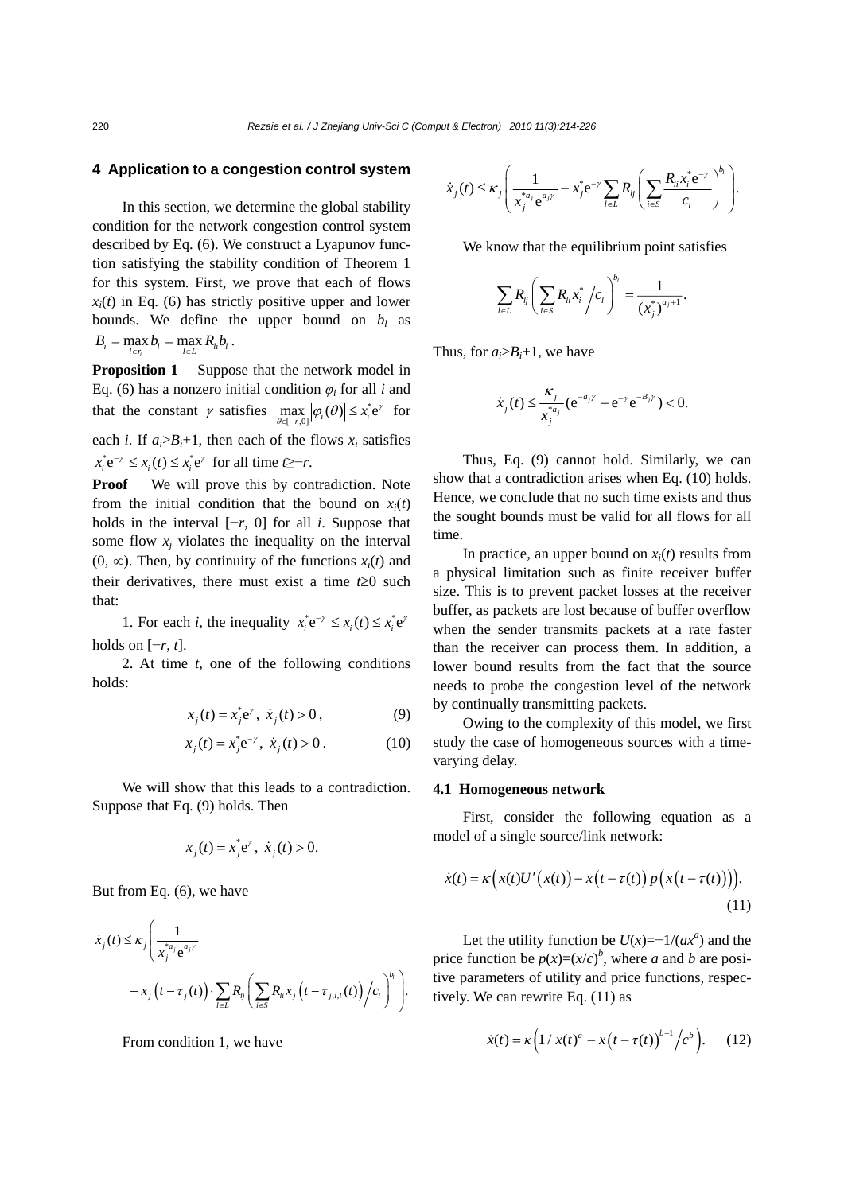## 4 Application to a congestion control system

In this section, we determine the global stability condition for the network congestion control system described by Eq. (6). We construct a Lyapunov function satisfying the stability condition of Theorem 1 for this system. First, we prove that each of flows $x_i(t)$ in Eq. (6) has strictly positive upper and lower bounds. We define the upper bound on $b_l$ as $B_i = \max_{l\in r_i} b_l = \max_{l\in L} R_{li} b_l$.

**Proposition 1** Suppose that the network model in Eq. (6) has a nonzero initial condition $\varphi_i$ for all $i$ and that the constant $\gamma$ satisfies $\max_{\theta\in[-r,0]} |\varphi_i(\theta)| \le x_i^* \mathrm{e}^{\gamma}$ for each $i$. If $a_i > B_i + 1$, then each of the flows $x_i$ satisfies $x_i^* \mathrm{e}^{-\gamma} \le x_i(t) \le x_i^* \mathrm{e}^{\gamma}$ for all time $t \ge -r$.

**Proof** We will prove this by contradiction. Note from the initial condition that the bound on $x_i(t)$ holds in the interval $[-r, 0]$ for all $i$. Suppose that some flow $x_j$ violates the inequality on the interval $(0, \infty)$. Then, by continuity of the functions $x_i(t)$ and their derivatives, there must exist a time $t \ge 0$ such that:

1. For each $i$, the inequality $x_i^* \mathrm{e}^{-\gamma} \le x_i(t) \le x_i^* \mathrm{e}^{\gamma}$ holds on $[-r, t]$.

2. At time $t$, one of the following conditions holds:

$$x_j(t) = x_j^* \mathrm{e}^{\gamma},\ \dot{x}_j(t) > 0, \tag{9}$$

$$x_j(t) = x_j^* \mathrm{e}^{-\gamma},\ \dot{x}_j(t) > 0. \tag{10}$$

We will show that this leads to a contradiction. Suppose that Eq. (9) holds. Then

$$x_j(t) = x_j^* \mathrm{e}^{\gamma},\ \dot{x}_j(t) > 0.$$

But from Eq. (6), we have

$$\dot{x}_j(t) \le \kappa_j \left( \frac{1}{x_j^{*a_j} \mathrm{e}^{a_j \gamma}} - x_j\left(t-\tau_j(t)\right) \cdot \sum_{l\in L} R_{lj} \left( \sum_{i\in S} R_{li} x_j\left(t-\tau_{j,i,l}(t)\right) \Big/ c_l \right)^{b_l} \right).$$

From condition 1, we have

$$\dot{x}_j(t) \le \kappa_j \left( \frac{1}{x_j^{*a_j} \mathrm{e}^{a_j \gamma}} - x_j^* \mathrm{e}^{-\gamma} \sum_{l\in L} R_{lj} \left( \sum_{i\in S} \frac{R_{lj} x_i^* \mathrm{e}^{-\gamma}}{c_l} \right)^{b_l} \right).$$

We know that the equilibrium point satisfies

$$\sum_{l\in L} R_{lj} \left( \sum_{i\in S} R_{li} x_i^* \Big/ c_l \right)^{b_l} = \frac{1}{(x_j^*)^{a_j+1}}.$$

Thus, for $a_i > B_i + 1$, we have

$$\dot{x}_j(t) \le \frac{\kappa_j}{x_j^{*a_j}} (\mathrm{e}^{-a_j \gamma} - \mathrm{e}^{-\gamma} \mathrm{e}^{-B_j \gamma}) < 0.$$

Thus, Eq. (9) cannot hold. Similarly, we can show that a contradiction arises when Eq. (10) holds. Hence, we conclude that no such time exists and thus the sought bounds must be valid for all flows for all time.

In practice, an upper bound on $x_i(t)$ results from a physical limitation such as finite receiver buffer size. This is to prevent packet losses at the receiver buffer, as packets are lost because of buffer overflow when the sender transmits packets at a rate faster than the receiver can process them. In addition, a lower bound results from the fact that the source needs to probe the congestion level of the network by continually transmitting packets.

Owing to the complexity of this model, we first study the case of homogeneous sources with a time-varying delay.

### 4.1 Homogeneous network

First, consider the following equation as a model of a single source/link network:

$$\dot{x}(t) = \kappa \Big( x(t) U'\big(x(t)\big) - x\big(t-\tau(t)\big) p\big(x\big(t-\tau(t)\big)\big) \Big). \tag{11}$$

Let the utility function be $U(x) = -1/(ax^a)$ and the price function be $p(x) = (x/c)^b$, where $a$ and $b$ are positive parameters of utility and price functions, respectively. We can rewrite Eq. (11) as

$$\dot{x}(t) = \kappa \Big( 1/x(t)^a - x\big(t-\tau(t)\big)^{b+1} \Big/ c^b \Big). \tag{12}$$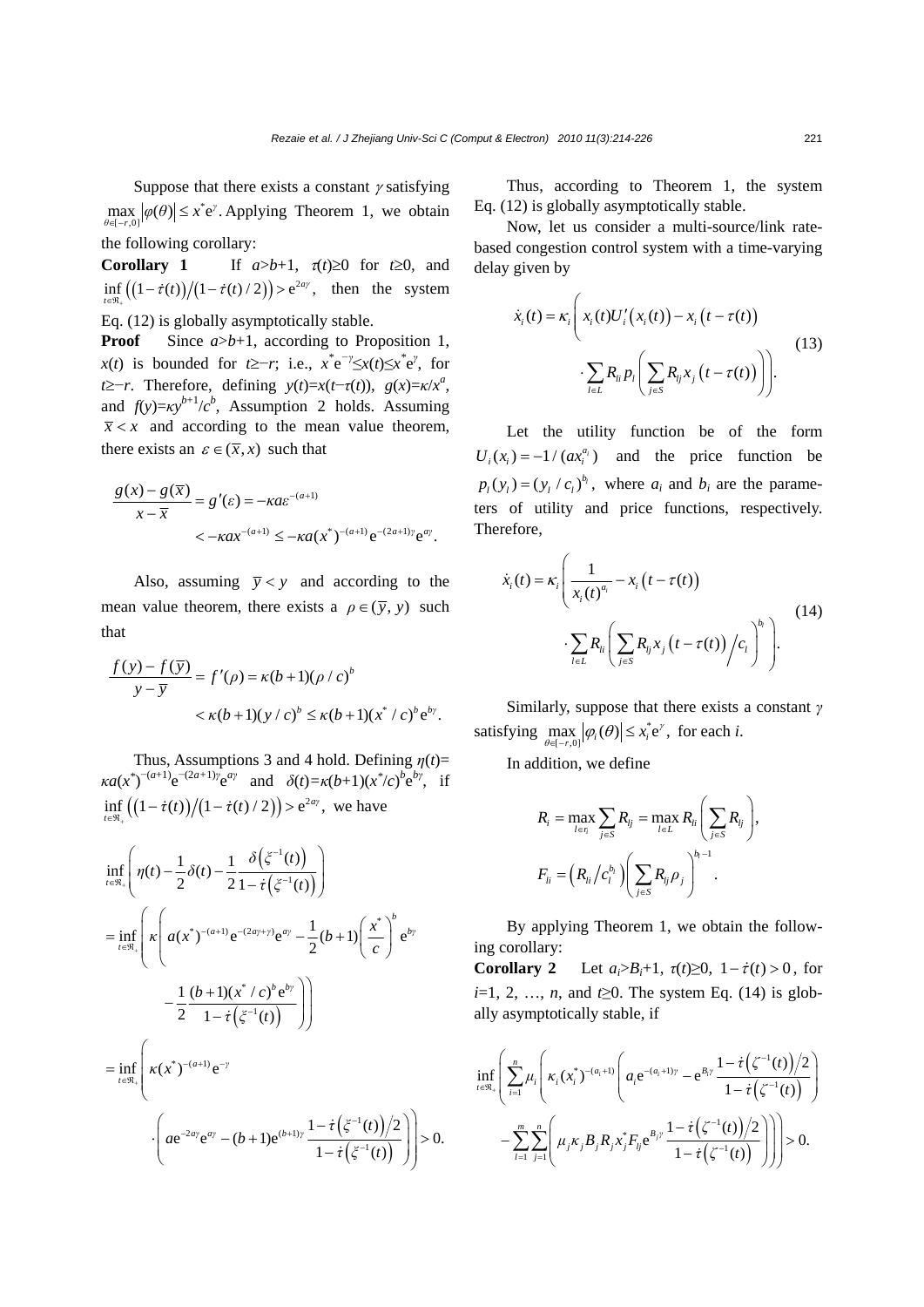Suppose that there exists a constant $\gamma$ satisfying $\max_{\theta\in[-r,0]}|\varphi(\theta)|\le x^*\mathrm{e}^{\gamma}$. Applying Theorem 1, we obtain the following corollary:

**Corollary 1** If $a>b+1$, $\tau(t)\ge 0$ for $t\ge 0$, and $\inf_{t\in\Re_+}\left((1-\dot{\tau}(t))/(1-\dot{\tau}(t)/2)\right)>\mathrm{e}^{2a\gamma}$, then the system Eq. (12) is globally asymptotically stable.

**Proof** Since $a>b+1$, according to Proposition 1, $x(t)$ is bounded for $t\ge -r$; i.e., $x^*\mathrm{e}^{-\gamma}\le x(t)\le x^*\mathrm{e}^{\gamma}$, for $t\ge -r$. Therefore, defining $y(t)=x(t-\tau(t))$, $g(x)=\kappa/x^a$, and $f(y)=\kappa y^{b+1}/c^b$, Assumption 2 holds. Assuming $\overline{x}<x$ and according to the mean value theorem, there exists an $\varepsilon\in(\overline{x},x)$ such that

$$\frac{g(x)-g(\overline{x})}{x-\overline{x}}=g'(\varepsilon)=-\kappa a\varepsilon^{-(a+1)}$$
$$<-\kappa a x^{-(a+1)}\le -\kappa a(x^*)^{-(a+1)}\mathrm{e}^{-(2a+1)\gamma}\mathrm{e}^{a\gamma}.$$

Also, assuming $\overline{y}<y$ and according to the mean value theorem, there exists a $\rho\in(\overline{y},y)$ such that

$$\frac{f(y)-f(\overline{y})}{y-\overline{y}}=f'(\rho)=\kappa(b+1)(\rho/c)^b$$
$$<\kappa(b+1)(y/c)^b\le\kappa(b+1)(x^*/c)^b\mathrm{e}^{b\gamma}.$$

Thus, Assumptions 3 and 4 hold. Defining $\eta(t)=\kappa a(x^*)^{-(a+1)}\mathrm{e}^{-(2a+1)\gamma}\mathrm{e}^{a\gamma}$ and $\delta(t)=\kappa(b+1)(x^*/c)^b\mathrm{e}^{b\gamma}$, if $\inf_{t\in\Re_+}\left((1-\dot{\tau}(t))/(1-\dot{\tau}(t)/2)\right)>\mathrm{e}^{2a\gamma}$, we have

$$\inf_{t\in\Re_+}\left(\eta(t)-\frac{1}{2}\delta(t)-\frac{1}{2}\frac{\delta\left(\xi^{-1}(t)\right)}{1-\dot{\tau}\left(\xi^{-1}(t)\right)}\right)$$
$$=\inf_{t\in\Re_+}\left(\kappa\left(a(x^*)^{-(a+1)}\mathrm{e}^{-(2a\gamma+\gamma)}\mathrm{e}^{a\gamma}-\frac{1}{2}(b+1)\left(\frac{x^*}{c}\right)^b\mathrm{e}^{b\gamma}-\frac{1}{2}\frac{(b+1)(x^*/c)^b\mathrm{e}^{b\gamma}}{1-\dot{\tau}\left(\xi^{-1}(t)\right)}\right)\right)$$
$$=\inf_{t\in\Re_+}\left(\kappa(x^*)^{-(a+1)}\mathrm{e}^{-\gamma}\cdot\left(a\mathrm{e}^{-2a\gamma}\mathrm{e}^{a\gamma}-(b+1)\mathrm{e}^{(b+1)\gamma}\frac{1-\dot{\tau}\left(\xi^{-1}(t)\right)/2}{1-\dot{\tau}\left(\xi^{-1}(t)\right)}\right)\right)>0.$$

Thus, according to Theorem 1, the system Eq. (12) is globally asymptotically stable.

Now, let us consider a multi-source/link rate-based congestion control system with a time-varying delay given by

$$\dot{x}_i(t)=\kappa_i\left(x_i(t)U_i'\left(x_i(t)\right)-x_i\left(t-\tau(t)\right)\cdot\sum_{l\in L}R_{li}p_l\left(\sum_{j\in S}R_{lj}x_j\left(t-\tau(t)\right)\right)\right).\tag{13}$$

Let the utility function be of the form $U_i(x_i)=-1/(ax_i^{a_i})$ and the price function be $p_l(y_l)=(y_l/c_l)^{b_l}$, where $a_i$ and $b_l$ are the parameters of utility and price functions, respectively. Therefore,

$$\dot{x}_i(t)=\kappa_i\left(\frac{1}{x_i(t)^{a_i}}-x_i\left(t-\tau(t)\right)\cdot\sum_{l\in L}R_{li}\left(\sum_{j\in S}R_{lj}x_j\left(t-\tau(t)\right)\Big/c_l\right)^{b_l}\right).\tag{14}$$

Similarly, suppose that there exists a constant $\gamma$ satisfying $\max_{\theta\in[-r,0]}|\varphi_i(\theta)|\le x_i^*\mathrm{e}^{\gamma}$, for each $i$.

In addition, we define

$$R_i=\max_{l\in r_i}\sum_{j\in S}R_{lj}=\max_{l\in L}R_{li}\left(\sum_{j\in S}R_{lj}\right),$$
$$F_{li}=\left(R_{li}/c_l^{b_l}\right)\left(\sum_{j\in S}R_{lj}\rho_j\right)^{b_l-1}.$$

By applying Theorem 1, we obtain the following corollary:

**Corollary 2** Let $a_i>B_i+1$, $\tau(t)\ge 0$, $1-\dot{\tau}(t)>0$, for $i=1, 2, \ldots, n$, and $t\ge 0$. The system Eq. (14) is globally asymptotically stable, if

$$\inf_{t\in\Re_+}\left(\sum_{i=1}^{n}\mu_i\left(\kappa_i(x_i^*)^{-(a_i+1)}\left(a_i\mathrm{e}^{-(a_i+1)\gamma}-\mathrm{e}^{B_i\gamma}\frac{1-\dot{\tau}\left(\zeta^{-1}(t)\right)/2}{1-\dot{\tau}\left(\zeta^{-1}(t)\right)}\right)-\sum_{l=1}^{m}\sum_{j=1}^{n}\left(\mu_j\kappa_jB_jR_jx_j^*F_{lj}\mathrm{e}^{B_j\gamma}\frac{1-\dot{\tau}\left(\zeta^{-1}(t)\right)/2}{1-\dot{\tau}\left(\zeta^{-1}(t)\right)}\right)\right)\right)>0.$$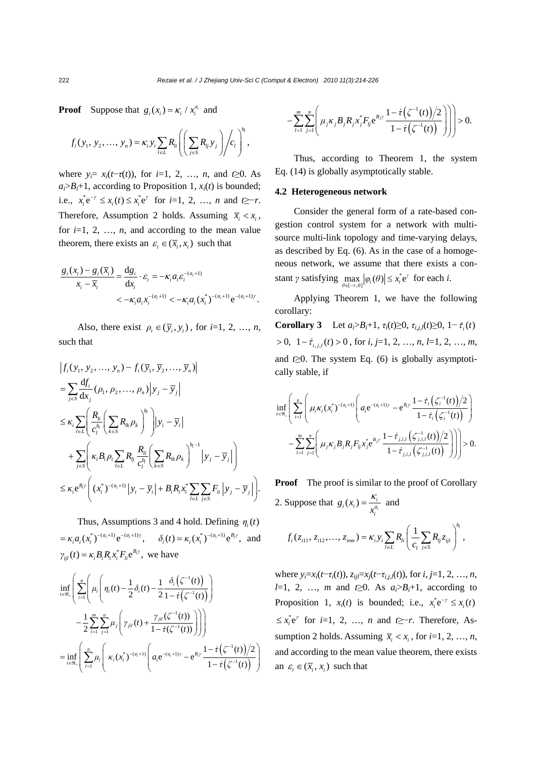**Proof** Suppose that $g_i(x_i) = \kappa_i / x_i^{a_i}$ and

$$f_i(y_1, y_2, \ldots, y_n) = \kappa_i y_i \sum_{l\in L} R_{li} \left( \left( \sum_{j\in S} R_{lj} y_j \right) \Big/ c_l \right)^{b_l},$$

where $y_i = x_i(t-\tau(t))$, for $i$=1, 2, …, $n$, and $t$≥0. As $a_i > B_i+1$, according to Proposition 1, $x_i(t)$ is bounded; i.e., $x_i^* \mathrm{e}^{-\gamma} \le x_i(t) \le x_i^* \mathrm{e}^{\gamma}$ for $i$=1, 2, …, $n$ and $t$≥−$r$. Therefore, Assumption 2 holds. Assuming $\bar{x}_i < x_i$, for $i$=1, 2, …, $n$, and according to the mean value theorem, there exists an $\varepsilon_i \in (\bar{x}_i, x_i)$ such that

$$\frac{g_i(x_i) - g_i(\bar{x}_i)}{x_i - \bar{x}_i} = \frac{\mathrm{d}g_i}{\mathrm{d}x_i} \cdot \varepsilon_i = -\kappa_i a_i \varepsilon_i^{-(a_i+1)}$$
$$< -\kappa_i a_i x_i^{-(a_i+1)} < -\kappa_i a_i (x_i^*)^{-(a_i+1)} \mathrm{e}^{-(a_i+1)\gamma}.$$

Also, there exist $\rho_i \in (\bar{y}_i, y_i)$, for $i$=1, 2, …, $n$, such that

$$\begin{aligned}
&\left| f_i(y_1, y_2, \ldots, y_n) - f_i(\bar{y}_1, \bar{y}_2, \ldots, \bar{y}_n) \right| \\
&= \sum_{j\in S} \frac{\mathrm{d}f_i}{\mathrm{d}x_j} (\rho_1, \rho_2, \ldots, \rho_n) \left| y_j - \bar{y}_j \right| \\
&\le \kappa_i \sum_{l\in L} \left( \frac{R_{li}}{c_l^{b_l}} \left( \sum_{k\in S} R_{lk} \rho_k \right)^{b_l} \right) \left| y_i - \bar{y}_i \right| \\
&\quad + \sum_{j\in S} \left( \kappa_i B_i \rho_i \sum_{l\in L} R_{lj} \frac{R_{li}}{c_l^{b_l}} \left( \sum_{k\in S} R_{lk} \rho_k \right)^{b_l - 1} \left| y_j - \bar{y}_j \right| \right) \\
&\le \kappa_i \mathrm{e}^{B_i \gamma} \left( (x_i^*)^{-(a_i+1)} \left| y_i - \bar{y}_i \right| + B_i R_i x_i^* \sum_{l\in L} \sum_{j\in S} F_{li} \left| y_j - \bar{y}_j \right| \right).
\end{aligned}$$

Thus, Assumptions 3 and 4 hold. Defining $\eta_i(t) = \kappa_i a_i (x_i^*)^{-(a_i+1)} \mathrm{e}^{-(a_i+1)\gamma}$, $\delta_i(t) = \kappa_i (x_i^*)^{-(a_i+1)} \mathrm{e}^{B_i \gamma}$, and $\gamma_{ijl}(t) = \kappa_i B_i R_i x_i^* F_{li} \mathrm{e}^{B_i \gamma}$, we have

$$\begin{aligned}
&\inf_{t\in\Re_+} \left( \sum_{i=1}^{n} \left( \mu_i \left( \eta_i(t) - \frac{1}{2}\delta_i(t) - \frac{1}{2} \frac{\delta_i\left(\zeta^{-1}(t)\right)}{1 - \dot{\tau}\left(\zeta^{-1}(t)\right)} \right) \right. \right. \\
&\quad \left. \left. - \frac{1}{2} \sum_{l=1}^{m} \sum_{j=1}^{n} \mu_j \left( \gamma_{jil}(t) + \frac{\gamma_{jil}(\zeta^{-1}(t))}{1 - \dot{\tau}(\zeta^{-1}(t))} \right) \right) \right) \\
&= \inf_{t\in\Re_+} \left( \sum_{i=1}^{n} \mu_i \left( \kappa_i (x_i^*)^{-(a_i+1)} \left( a_i \mathrm{e}^{-(a_i+1)\gamma} - \mathrm{e}^{B_i \gamma} \frac{1 - \dot{\tau}\left(\zeta^{-1}(t)\right)/2}{1 - \dot{\tau}\left(\zeta^{-1}(t)\right)} \right) \right. \right. \\
&\quad \left. \left. - \sum_{l=1}^{m} \sum_{j=1}^{n} \left( \mu_j \kappa_j B_j R_j x_j^* F_{lj} \mathrm{e}^{B_j \gamma} \frac{1 - \dot{\tau}\left(\zeta^{-1}(t)\right)/2}{1 - \dot{\tau}\left(\zeta^{-1}(t)\right)} \right) \right) \right) > 0.
\end{aligned}$$

Thus, according to Theorem 1, the system Eq. (14) is globally asymptotically stable.

### 4.2 Heterogeneous network

Consider the general form of a rate-based congestion control system for a network with multi-source multi-link topology and time-varying delays, as described by Eq. (6). As in the case of a homogeneous network, we assume that there exists a constant $\gamma$ satisfying $\max_{\theta\in[-r,0]} \left| \varphi_i(\theta) \right| \le x_i^* \mathrm{e}^{\gamma}$ for each $i$.

Applying Theorem 1, we have the following corollary:

**Corollary 3** Let $a_i > B_i+1$, $\tau_i(t) \ge 0$, $\tau_{i,j,l}(t) \ge 0$, $1 - \dot{\tau}_i(t) > 0$, $1 - \dot{\tau}_{i,j,l}(t) > 0$, for $i, j$=1, 2, …, $n$, $l$=1, 2, …, $m$, and $t$≥0. The system Eq. (6) is globally asymptotically stable, if

$$\begin{aligned}
&\inf_{t\in\Re_+} \left( \sum_{i=1}^{n} \left( \mu_i \kappa_i (x_i^*)^{-(a_i+1)} \left( a_i \mathrm{e}^{-(a_i+1)\gamma} - \mathrm{e}^{B_i \gamma} \frac{1 - \dot{\tau}_i\left(\zeta_i^{-1}(t)\right)/2}{1 - \dot{\tau}_i\left(\zeta_i^{-1}(t)\right)} \right) \right. \right. \\
&\quad \left. \left. - \sum_{l=1}^{m} \sum_{j=1}^{n} \left( \mu_j \kappa_j B_j R_j F_{lj} x_j^* \mathrm{e}^{B_j \gamma} \frac{1 - \dot{\tau}_{j,i,l}\left(\zeta_{j,i,l}^{-1}(t)\right)/2}{1 - \dot{\tau}_{j,i,l}\left(\zeta_{j,i,l}^{-1}(t)\right)} \right) \right) \right) > 0.
\end{aligned}$$

**Proof** The proof is similar to the proof of Corollary 2. Suppose that $g_i(x_i) = \dfrac{\kappa_i}{x_i^{a_i}}$ and

$$f_i(z_{i11}, z_{i12}, \ldots, z_{inm}) = \kappa_i y_i \sum_{l\in L} R_{li} \left( \frac{1}{c_l} \sum_{j\in S} R_{lj} z_{ijl} \right)^{b_l},$$

where $y_i = x_i(t-\tau_i(t))$, $z_{ijl} = x_j(t-\tau_{i,j,l}(t))$, for $i, j$=1, 2, …, $n$, $l$=1, 2, …, $m$ and $t$≥0. As $a_i > B_i+1$, according to Proposition 1, $x_i(t)$ is bounded; i.e., $x_i^* \mathrm{e}^{-\gamma} \le x_i(t) \le x_i^* \mathrm{e}^{\gamma}$ for $i$=1, 2, …, $n$ and $t$≥−$r$. Therefore, Assumption 2 holds. Assuming $\bar{x}_i < x_i$, for $i$=1, 2, …, $n$, and according to the mean value theorem, there exists an $\varepsilon_i \in (\bar{x}_i, x_i)$ such that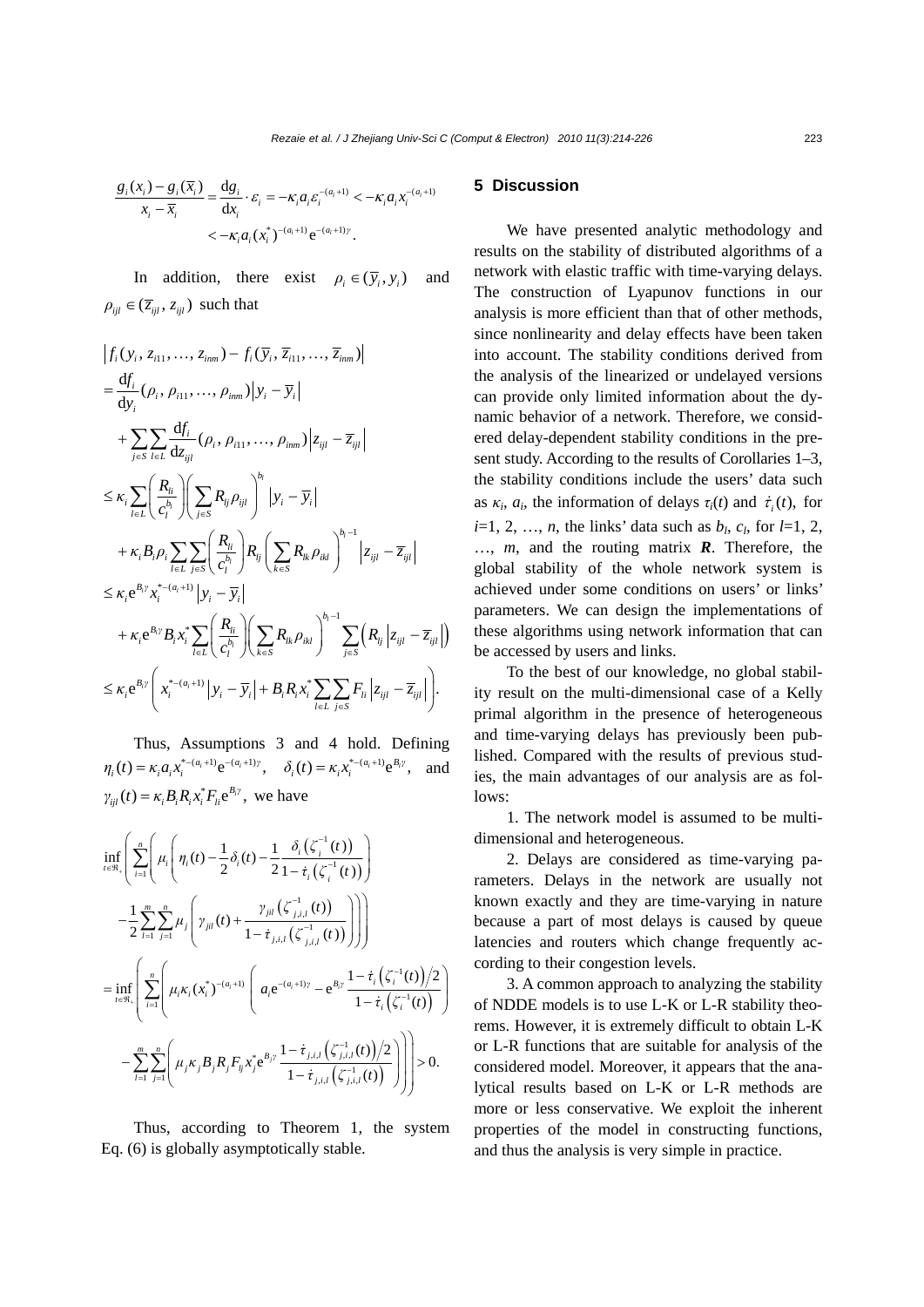$$\frac{g_i(x_i)-g_i(\overline{x}_i)}{x_i-\overline{x}_i}=\frac{\mathrm{d}g_i}{\mathrm{d}x_i}\cdot\varepsilon_i=-\kappa_i a_i\varepsilon_i^{-(a_i+1)}<-\kappa_i a_i x_i^{-(a_i+1)}$$
$$<-\kappa_i a_i (x_i^*)^{-(a_i+1)}\mathrm{e}^{-(a_i+1)\gamma}.$$

In addition, there exist $\rho_i\in(\overline{y}_i, y_i)$ and $\rho_{ijl}\in(\overline{z}_{ijl}, z_{ijl})$ such that

$$\begin{aligned}
&\left|f_i(y_i, z_{i11}, \ldots, z_{inm})-f_i(\overline{y}_i, \overline{z}_{i11}, \ldots, \overline{z}_{inm})\right|\\
&=\frac{\mathrm{d}f_i}{\mathrm{d}y_i}(\rho_i, \rho_{i11}, \ldots, \rho_{inm})\left|y_i-\overline{y}_i\right|\\
&\quad+\sum_{j\in S}\sum_{l\in L}\frac{\mathrm{d}f_i}{\mathrm{d}z_{ijl}}(\rho_i, \rho_{i11}, \ldots, \rho_{inm})\left|z_{ijl}-\overline{z}_{ijl}\right|\\
&\le\kappa_i\sum_{l\in L}\left(\frac{R_{li}}{c_l^{b_l}}\right)\left(\sum_{j\in S}R_{lj}\rho_{ijl}\right)^{b_l}\left|y_i-\overline{y}_i\right|\\
&\quad+\kappa_i B_i\rho_i\sum_{l\in L}\sum_{j\in S}\left(\frac{R_{li}}{c_l^{b_l}}\right)R_{lj}\left(\sum_{k\in S}R_{lk}\rho_{ikl}\right)^{b_l-1}\left|z_{ijl}-\overline{z}_{ijl}\right|\\
&\le\kappa_i\mathrm{e}^{B_i\gamma}x_i^{*-(a_i+1)}\left|y_i-\overline{y}_i\right|\\
&\quad+\kappa_i\mathrm{e}^{B_i\gamma}B_i x_i^*\sum_{l\in L}\left(\frac{R_{li}}{c_l^{b_l}}\right)\left(\sum_{k\in S}R_{lk}\rho_{ikl}\right)^{b_l-1}\sum_{j\in S}\left(R_{lj}\left|z_{ijl}-\overline{z}_{ijl}\right|\right)\\
&\le\kappa_i\mathrm{e}^{B_i\gamma}\left(x_i^{*-(a_i+1)}\left|y_i-\overline{y}_i\right|+B_iR_ix_i^*\sum_{l\in L}\sum_{j\in S}F_{li}\left|z_{ijl}-\overline{z}_{ijl}\right|\right).
\end{aligned}$$

Thus, Assumptions 3 and 4 hold. Defining $\eta_i(t)=\kappa_i a_i x_i^{*-(a_i+1)}\mathrm{e}^{-(a_i+1)\gamma}$, $\delta_i(t)=\kappa_i x_i^{*-(a_i+1)}\mathrm{e}^{B_i\gamma}$, and $\gamma_{ijl}(t)=\kappa_i B_i R_i x_i^* F_{li}\mathrm{e}^{B_i\gamma}$, we have

$$\begin{aligned}
&\inf_{t\in\Re_+}\left(\sum_{i=1}^{n}\left(\mu_i\left(\eta_i(t)-\frac{1}{2}\delta_i(t)-\frac{1}{2}\frac{\delta_i\left(\zeta_i^{-1}(t)\right)}{1-\dot{\tau}_i\left(\zeta_i^{-1}(t)\right)}\right)\right.\right.\\
&\quad\left.\left.-\frac{1}{2}\sum_{l=1}^{m}\sum_{j=1}^{n}\mu_j\left(\gamma_{jil}(t)+\frac{\gamma_{jil}\left(\zeta_{j,i,l}^{-1}(t)\right)}{1-\dot{\tau}_{j,i,l}\left(\zeta_{j,i,l}^{-1}(t)\right)}\right)\right)\right)\\
&=\inf_{t\in\Re_+}\left(\sum_{i=1}^{n}\left(\mu_i\kappa_i(x_i^*)^{-(a_i+1)}\left(a_i\mathrm{e}^{-(a_i+1)\gamma}-\mathrm{e}^{B_i\gamma}\frac{1-\dot{\tau}_i\left(\zeta_i^{-1}(t)\right)/2}{1-\dot{\tau}_i\left(\zeta_i^{-1}(t)\right)}\right)\right.\right.\\
&\quad\left.\left.-\sum_{l=1}^{m}\sum_{j=1}^{n}\left(\mu_j\kappa_j B_j R_j F_{lj}x_j^*\mathrm{e}^{B_j\gamma}\frac{1-\dot{\tau}_{j,i,l}\left(\zeta_{j,i,l}^{-1}(t)\right)/2}{1-\dot{\tau}_{j,i,l}\left(\zeta_{j,i,l}^{-1}(t)\right)}\right)\right)\right)>0.
\end{aligned}$$

Thus, according to Theorem 1, the system Eq. (6) is globally asymptotically stable.

## 5 Discussion

We have presented analytic methodology and results on the stability of distributed algorithms of a network with elastic traffic with time-varying delays. The construction of Lyapunov functions in our analysis is more efficient than that of other methods, since nonlinearity and delay effects have been taken into account. The stability conditions derived from the analysis of the linearized or undelayed versions can provide only limited information about the dynamic behavior of a network. Therefore, we considered delay-dependent stability conditions in the present study. According to the results of Corollaries 1–3, the stability conditions include the users' data such as $\kappa_i$, $a_i$, the information of delays $\tau_i(t)$ and $\dot{\tau}_i(t)$, for $i$=1, 2, …, $n$, the links' data such as $b_l$, $c_l$, for $l$=1, 2, …, $m$, and the routing matrix $\boldsymbol{R}$. Therefore, the global stability of the whole network system is achieved under some conditions on users' or links' parameters. We can design the implementations of these algorithms using network information that can be accessed by users and links.

To the best of our knowledge, no global stability result on the multi-dimensional case of a Kelly primal algorithm in the presence of heterogeneous and time-varying delays has previously been published. Compared with the results of previous studies, the main advantages of our analysis are as follows:

1. The network model is assumed to be multi-dimensional and heterogeneous.

2. Delays are considered as time-varying parameters. Delays in the network are usually not known exactly and they are time-varying in nature because a part of most delays is caused by queue latencies and routers which change frequently according to their congestion levels.

3. A common approach to analyzing the stability of NDDE models is to use L-K or L-R stability theorems. However, it is extremely difficult to obtain L-K or L-R functions that are suitable for analysis of the considered model. Moreover, it appears that the analytical results based on L-K or L-R methods are more or less conservative. We exploit the inherent properties of the model in constructing functions, and thus the analysis is very simple in practice.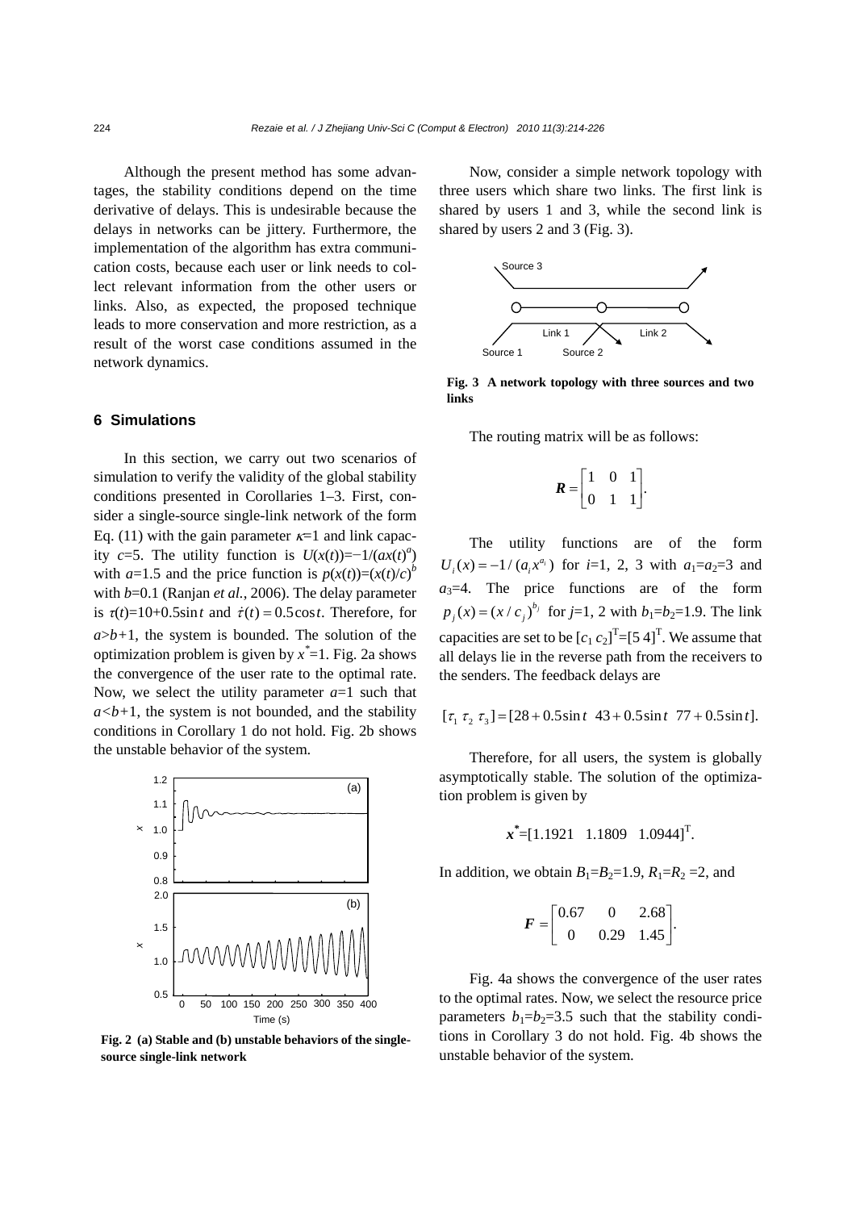Although the present method has some advantages, the stability conditions depend on the time derivative of delays. This is undesirable because the delays in networks can be jittery. Furthermore, the implementation of the algorithm has extra communication costs, because each user or link needs to collect relevant information from the other users or links. Also, as expected, the proposed technique leads to more conservation and more restriction, as a result of the worst case conditions assumed in the network dynamics.

## 6 Simulations

In this section, we carry out two scenarios of simulation to verify the validity of the global stability conditions presented in Corollaries 1–3. First, consider a single-source single-link network of the form Eq. (11) with the gain parameter $\kappa$=1 and link capacity $c$=5. The utility function is $U(x(t))=-1/(ax(t)^a)$ with $a$=1.5 and the price function is $p(x(t))=(x(t)/c)^b$ with $b$=0.1 (Ranjan *et al.*, 2006). The delay parameter is $\tau(t)=10+0.5\sin t$ and $\dot{\tau}(t)=0.5\cos t$. Therefore, for $a>b+1$, the system is bounded. The solution of the optimization problem is given by $x^*$=1. Fig. 2a shows the convergence of the user rate to the optimal rate. Now, we select the utility parameter $a$=1 such that $a<b+1$, the system is not bounded, and the stability conditions in Corollary 1 do not hold. Fig. 2b shows the unstable behavior of the system.

**Fig. 2 (a) Stable and (b) unstable behaviors of the single-source single-link network**

Now, consider a simple network topology with three users which share two links. The first link is shared by users 1 and 3, while the second link is shared by users 2 and 3 (Fig. 3).

**Fig. 3 A network topology with three sources and two links**

The routing matrix will be as follows:

$$\boldsymbol{R}=\begin{bmatrix}1 & 0 & 1\\ 0 & 1 & 1\end{bmatrix}.$$

The utility functions are of the form $U_i(x)=-1/(a_i x^{a_i})$ for $i$=1, 2, 3 with $a_1=a_2=3$ and $a_3$=4. The price functions are of the form $p_j(x)=(x/c_j)^{b_j}$ for $j$=1, 2 with $b_1=b_2$=1.9. The link capacities are set to be $[c_1\ c_2]^{\mathrm{T}}=[5\ 4]^{\mathrm{T}}$. We assume that all delays lie in the reverse path from the receivers to the senders. The feedback delays are

$$[\tau_1\ \tau_2\ \tau_3]=[28+0.5\sin t\ \ 43+0.5\sin t\ \ 77+0.5\sin t].$$

Therefore, for all users, the system is globally asymptotically stable. The solution of the optimization problem is given by

$$\boldsymbol{x}^*=[1.1921\quad 1.1809\quad 1.0944]^{\mathrm{T}}.$$

In addition, we obtain $B_1=B_2$=1.9, $R_1=R_2$ =2, and

$$\boldsymbol{F}=\begin{bmatrix}0.67 & 0 & 2.68\\ 0 & 0.29 & 1.45\end{bmatrix}.$$

Fig. 4a shows the convergence of the user rates to the optimal rates. Now, we select the resource price parameters $b_1=b_2$=3.5 such that the stability conditions in Corollary 3 do not hold. Fig. 4b shows the unstable behavior of the system.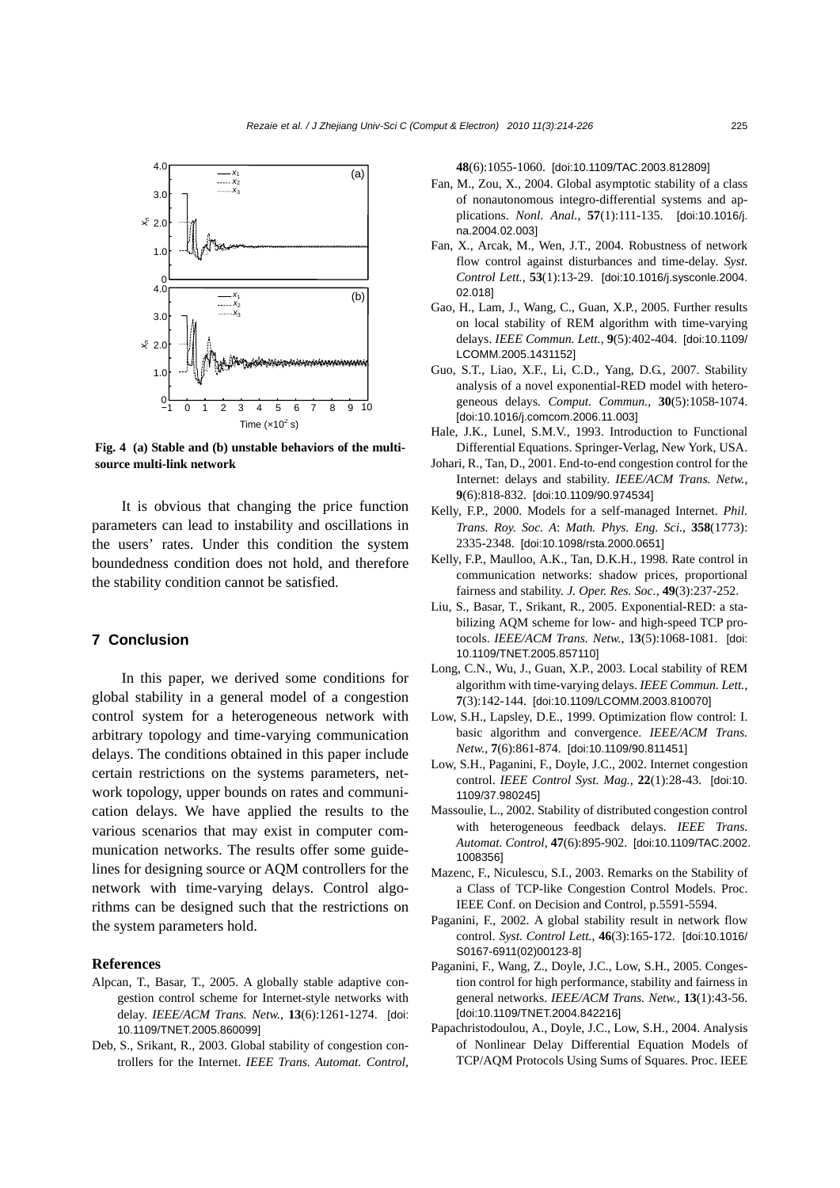Fig. 4 **(a) Stable and (b) unstable behaviors of the multi-source multi-link network**

It is obvious that changing the price function parameters can lead to instability and oscillations in the users' rates. Under this condition the system boundedness condition does not hold, and therefore the stability condition cannot be satisfied.

## 7 Conclusion

In this paper, we derived some conditions for global stability in a general model of a congestion control system for a heterogeneous network with arbitrary topology and time-varying communication delays. The conditions obtained in this paper include certain restrictions on the systems parameters, network topology, upper bounds on rates and communication delays. We have applied the results to the various scenarios that may exist in computer communication networks. The results offer some guidelines for designing source or AQM controllers for the network with time-varying delays. Control algorithms can be designed such that the restrictions on the system parameters hold.

## References

Alpcan, T., Basar, T., 2005. A globally stable adaptive congestion control scheme for Internet-style networks with delay. *IEEE/ACM Trans. Netw.*, **13**(6):1261-1274. [doi:10.1109/TNET.2005.860099]

Deb, S., Srikant, R., 2003. Global stability of congestion controllers for the Internet. *IEEE Trans. Automat. Control*, **48**(6):1055-1060. [doi:10.1109/TAC.2003.812809]

Fan, M., Zou, X., 2004. Global asymptotic stability of a class of nonautonomous integro-differential systems and applications. *Nonl. Anal.*, **57**(1):111-135. [doi:10.1016/j.na.2004.02.003]

Fan, X., Arcak, M., Wen, J.T., 2004. Robustness of network flow control against disturbances and time-delay. *Syst. Control Lett.*, **53**(1):13-29. [doi:10.1016/j.sysconle.2004.02.018]

Gao, H., Lam, J., Wang, C., Guan, X.P., 2005. Further results on local stability of REM algorithm with time-varying delays. *IEEE Commun. Lett.*, **9**(5):402-404. [doi:10.1109/LCOMM.2005.1431152]

Guo, S.T., Liao, X.F., Li, C.D., Yang, D.G., 2007. Stability analysis of a novel exponential-RED model with heterogeneous delays. *Comput. Commun.*, **30**(5):1058-1074. [doi:10.1016/j.comcom.2006.11.003]

Hale, J.K., Lunel, S.M.V., 1993. Introduction to Functional Differential Equations. Springer-Verlag, New York, USA.

Johari, R., Tan, D., 2001. End-to-end congestion control for the Internet: delays and stability. *IEEE/ACM Trans. Netw.*, **9**(6):818-832. [doi:10.1109/90.974534]

Kelly, F.P., 2000. Models for a self-managed Internet. *Phil. Trans. Roy. Soc. A*: *Math. Phys. Eng. Sci.*, **358**(1773): 2335-2348. [doi:10.1098/rsta.2000.0651]

Kelly, F.P., Maulloo, A.K., Tan, D.K.H., 1998. Rate control in communication networks: shadow prices, proportional fairness and stability. *J. Oper. Res. Soc.*, **49**(3):237-252.

Liu, S., Basar, T., Srikant, R., 2005. Exponential-RED: a stabilizing AQM scheme for low- and high-speed TCP protocols. *IEEE/ACM Trans. Netw.*, 1**3**(5):1068-1081. [doi:10.1109/TNET.2005.857110]

Long, C.N., Wu, J., Guan, X.P., 2003. Local stability of REM algorithm with time-varying delays. *IEEE Commun. Lett.*, **7**(3):142-144. [doi:10.1109/LCOMM.2003.810070]

Low, S.H., Lapsley, D.E., 1999. Optimization flow control: I. basic algorithm and convergence. *IEEE/ACM Trans. Netw.*, **7**(6):861-874. [doi:10.1109/90.811451]

Low, S.H., Paganini, F., Doyle, J.C., 2002. Internet congestion control. *IEEE Control Syst. Mag.*, **22**(1):28-43. [doi:10.1109/37.980245]

Massoulie, L., 2002. Stability of distributed congestion control with heterogeneous feedback delays. *IEEE Trans. Automat. Control*, **47**(6):895-902. [doi:10.1109/TAC.2002.1008356]

Mazenc, F., Niculescu, S.I., 2003. Remarks on the Stability of a Class of TCP-like Congestion Control Models. Proc. IEEE Conf. on Decision and Control, p.5591-5594.

Paganini, F., 2002. A global stability result in network flow control. *Syst. Control Lett.*, **46**(3):165-172. [doi:10.1016/S0167-6911(02)00123-8]

Paganini, F., Wang, Z., Doyle, J.C., Low, S.H., 2005. Congestion control for high performance, stability and fairness in general networks. *IEEE/ACM Trans. Netw.*, **13**(1):43-56. [doi:10.1109/TNET.2004.842216]

Papachristodoulou, A., Doyle, J.C., Low, S.H., 2004. Analysis of Nonlinear Delay Differential Equation Models of TCP/AQM Protocols Using Sums of Squares. Proc. IEEE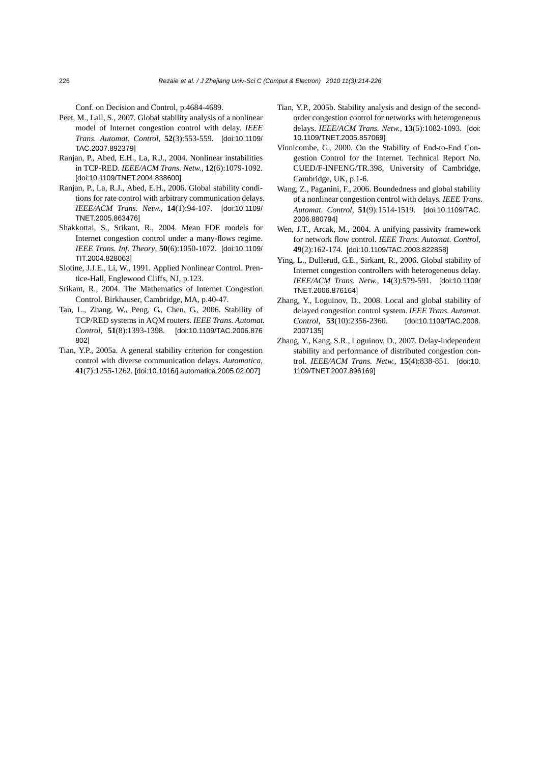Conf. on Decision and Control, p.4684-4689.

Peet, M., Lall, S., 2007. Global stability analysis of a nonlinear model of Internet congestion control with delay. *IEEE Trans. Automat. Control*, **52**(3):553-559. [doi:10.1109/TAC.2007.892379]

Ranjan, P., Abed, E.H., La, R.J., 2004. Nonlinear instabilities in TCP-RED. *IEEE/ACM Trans. Netw.*, **12**(6):1079-1092. [doi:10.1109/TNET.2004.838600]

Ranjan, P., La, R.J., Abed, E.H., 2006. Global stability conditions for rate control with arbitrary communication delays. *IEEE/ACM Trans. Netw.*, **14**(1):94-107. [doi:10.1109/TNET.2005.863476]

Shakkottai, S., Srikant, R., 2004. Mean FDE models for Internet congestion control under a many-flows regime. *IEEE Trans. Inf. Theory*, **50**(6):1050-1072. [doi:10.1109/TIT.2004.828063]

Slotine, J.J.E., Li, W., 1991. Applied Nonlinear Control. Prentice-Hall, Englewood Cliffs, NJ, p.123.

Srikant, R., 2004. The Mathematics of Internet Congestion Control. Birkhauser, Cambridge, MA, p.40-47.

Tan, L., Zhang, W., Peng, G., Chen, G., 2006. Stability of TCP/RED systems in AQM routers. *IEEE Trans. Automat. Control*, **51**(8):1393-1398. [doi:10.1109/TAC.2006.876802]

Tian, Y.P., 2005a. A general stability criterion for congestion control with diverse communication delays. *Automatica*, **41**(7):1255-1262. [doi:10.1016/j.automatica.2005.02.007]

Tian, Y.P., 2005b. Stability analysis and design of the second-order congestion control for networks with heterogeneous delays. *IEEE/ACM Trans. Netw.*, **13**(5):1082-1093. [doi:10.1109/TNET.2005.857069]

Vinnicombe, G., 2000. On the Stability of End-to-End Congestion Control for the Internet. Technical Report No. CUED/F-INFENG/TR.398, University of Cambridge, Cambridge, UK, p.1-6.

Wang, Z., Paganini, F., 2006. Boundedness and global stability of a nonlinear congestion control with delays. *IEEE Trans. Automat. Control*, **51**(9):1514-1519. [doi:10.1109/TAC.2006.880794]

Wen, J.T., Arcak, M., 2004. A unifying passivity framework for network flow control. *IEEE Trans. Automat. Control*, **49**(2):162-174. [doi:10.1109/TAC.2003.822858]

Ying, L., Dullerud, G.E., Sirkant, R., 2006. Global stability of Internet congestion controllers with heterogeneous delay. *IEEE/ACM Trans. Netw.*, **14**(3):579-591. [doi:10.1109/TNET.2006.876164]

Zhang, Y., Loguinov, D., 2008. Local and global stability of delayed congestion control system. *IEEE Trans. Automat. Control*, **53**(10):2356-2360. [doi:10.1109/TAC.2008.2007135]

Zhang, Y., Kang, S.R., Loguinov, D., 2007. Delay-independent stability and performance of distributed congestion control. *IEEE/ACM Trans. Netw.*, **15**(4):838-851. [doi:10.1109/TNET.2007.896169]